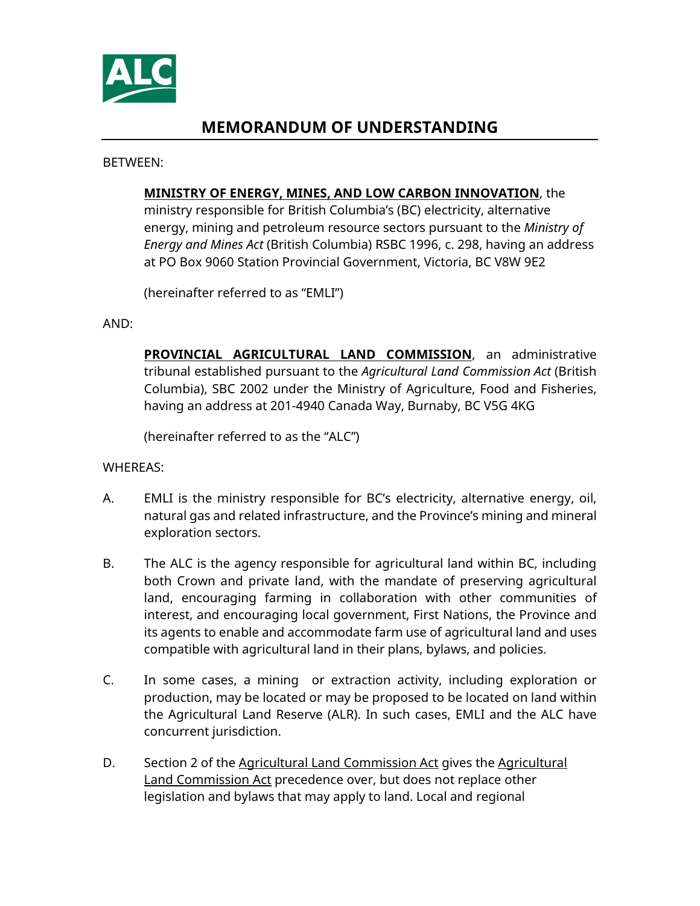# MEMORANDUM OF UNDERSTANDING

BETWEEN:

> **<u>MINISTRY OF ENERGY, MINES, AND LOW CARBON INNOVATION</u>**, the ministry responsible for British Columbia's (BC) electricity, alternative energy, mining and petroleum resource sectors pursuant to the *Ministry of Energy and Mines Act* (British Columbia) RSBC 1996, c. 298, having an address at PO Box 9060 Station Provincial Government, Victoria, BC V8W 9E2
>
> (hereinafter referred to as "EMLI")

AND:

> **<u>PROVINCIAL AGRICULTURAL LAND COMMISSION</u>**, an administrative tribunal established pursuant to the *Agricultural Land Commission Act* (British Columbia), SBC 2002 under the Ministry of Agriculture, Food and Fisheries, having an address at 201-4940 Canada Way, Burnaby, BC V5G 4KG
>
> (hereinafter referred to as the "ALC")

WHEREAS:

A. EMLI is the ministry responsible for BC's electricity, alternative energy, oil, natural gas and related infrastructure, and the Province's mining and mineral exploration sectors.

B. The ALC is the agency responsible for agricultural land within BC, including both Crown and private land, with the mandate of preserving agricultural land, encouraging farming in collaboration with other communities of interest, and encouraging local government, First Nations, the Province and its agents to enable and accommodate farm use of agricultural land and uses compatible with agricultural land in their plans, bylaws, and policies.

C. In some cases, a mining or extraction activity, including exploration or production, may be located or may be proposed to be located on land within the Agricultural Land Reserve (ALR). In such cases, EMLI and the ALC have concurrent jurisdiction.

D. Section 2 of the <u>Agricultural Land Commission Act</u> gives the <u>Agricultural Land Commission Act</u> precedence over, but does not replace other legislation and bylaws that may apply to land. Local and regional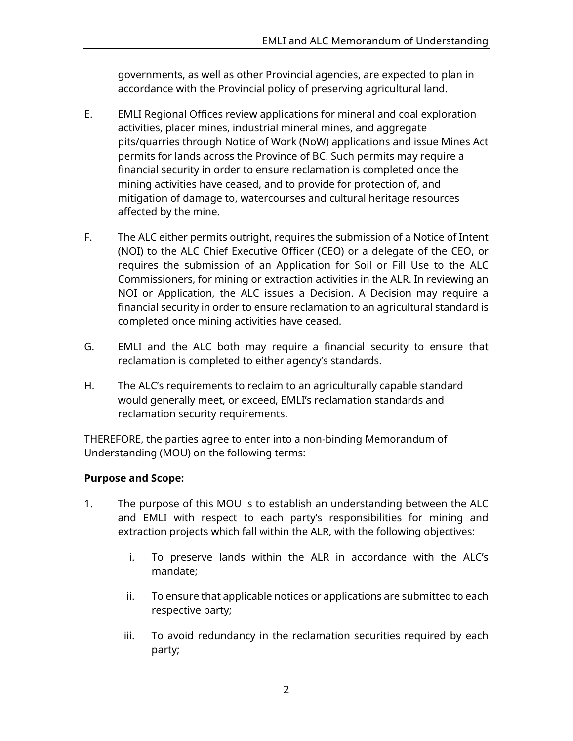governments, as well as other Provincial agencies, are expected to plan in accordance with the Provincial policy of preserving agricultural land.

E. EMLI Regional Offices review applications for mineral and coal exploration activities, placer mines, industrial mineral mines, and aggregate pits/quarries through Notice of Work (NoW) applications and issue Mines Act permits for lands across the Province of BC. Such permits may require a financial security in order to ensure reclamation is completed once the mining activities have ceased, and to provide for protection of, and mitigation of damage to, watercourses and cultural heritage resources affected by the mine.

F. The ALC either permits outright, requires the submission of a Notice of Intent (NOI) to the ALC Chief Executive Officer (CEO) or a delegate of the CEO, or requires the submission of an Application for Soil or Fill Use to the ALC Commissioners, for mining or extraction activities in the ALR. In reviewing an NOI or Application, the ALC issues a Decision. A Decision may require a financial security in order to ensure reclamation to an agricultural standard is completed once mining activities have ceased.

G. EMLI and the ALC both may require a financial security to ensure that reclamation is completed to either agency's standards.

H. The ALC's requirements to reclaim to an agriculturally capable standard would generally meet, or exceed, EMLI's reclamation standards and reclamation security requirements.

THEREFORE, the parties agree to enter into a non-binding Memorandum of Understanding (MOU) on the following terms:

**Purpose and Scope:**

1. The purpose of this MOU is to establish an understanding between the ALC and EMLI with respect to each party's responsibilities for mining and extraction projects which fall within the ALR, with the following objectives:

   i. To preserve lands within the ALR in accordance with the ALC's mandate;

   ii. To ensure that applicable notices or applications are submitted to each respective party;

   iii. To avoid redundancy in the reclamation securities required by each party;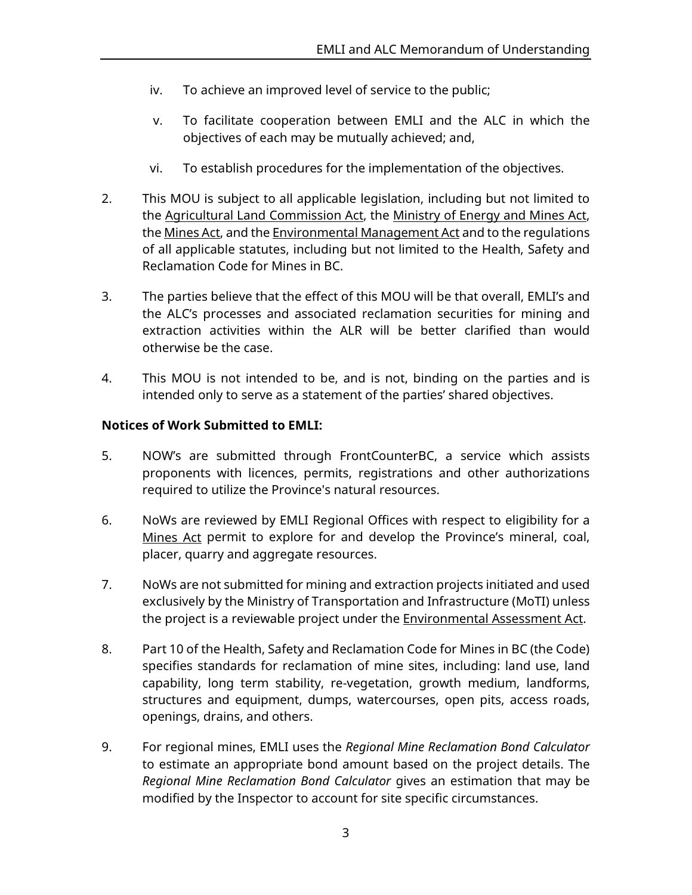iv. To achieve an improved level of service to the public;

v. To facilitate cooperation between EMLI and the ALC in which the objectives of each may be mutually achieved; and,

vi. To establish procedures for the implementation of the objectives.

2. This MOU is subject to all applicable legislation, including but not limited to the Agricultural Land Commission Act, the Ministry of Energy and Mines Act, the Mines Act, and the Environmental Management Act and to the regulations of all applicable statutes, including but not limited to the Health, Safety and Reclamation Code for Mines in BC.

3. The parties believe that the effect of this MOU will be that overall, EMLI's and the ALC's processes and associated reclamation securities for mining and extraction activities within the ALR will be better clarified than would otherwise be the case.

4. This MOU is not intended to be, and is not, binding on the parties and is intended only to serve as a statement of the parties' shared objectives.

**Notices of Work Submitted to EMLI:**

5. NOW's are submitted through FrontCounterBC, a service which assists proponents with licences, permits, registrations and other authorizations required to utilize the Province's natural resources.

6. NoWs are reviewed by EMLI Regional Offices with respect to eligibility for a Mines Act permit to explore for and develop the Province's mineral, coal, placer, quarry and aggregate resources.

7. NoWs are not submitted for mining and extraction projects initiated and used exclusively by the Ministry of Transportation and Infrastructure (MoTI) unless the project is a reviewable project under the Environmental Assessment Act.

8. Part 10 of the Health, Safety and Reclamation Code for Mines in BC (the Code) specifies standards for reclamation of mine sites, including: land use, land capability, long term stability, re-vegetation, growth medium, landforms, structures and equipment, dumps, watercourses, open pits, access roads, openings, drains, and others.

9. For regional mines, EMLI uses the *Regional Mine Reclamation Bond Calculator* to estimate an appropriate bond amount based on the project details. The *Regional Mine Reclamation Bond Calculator* gives an estimation that may be modified by the Inspector to account for site specific circumstances.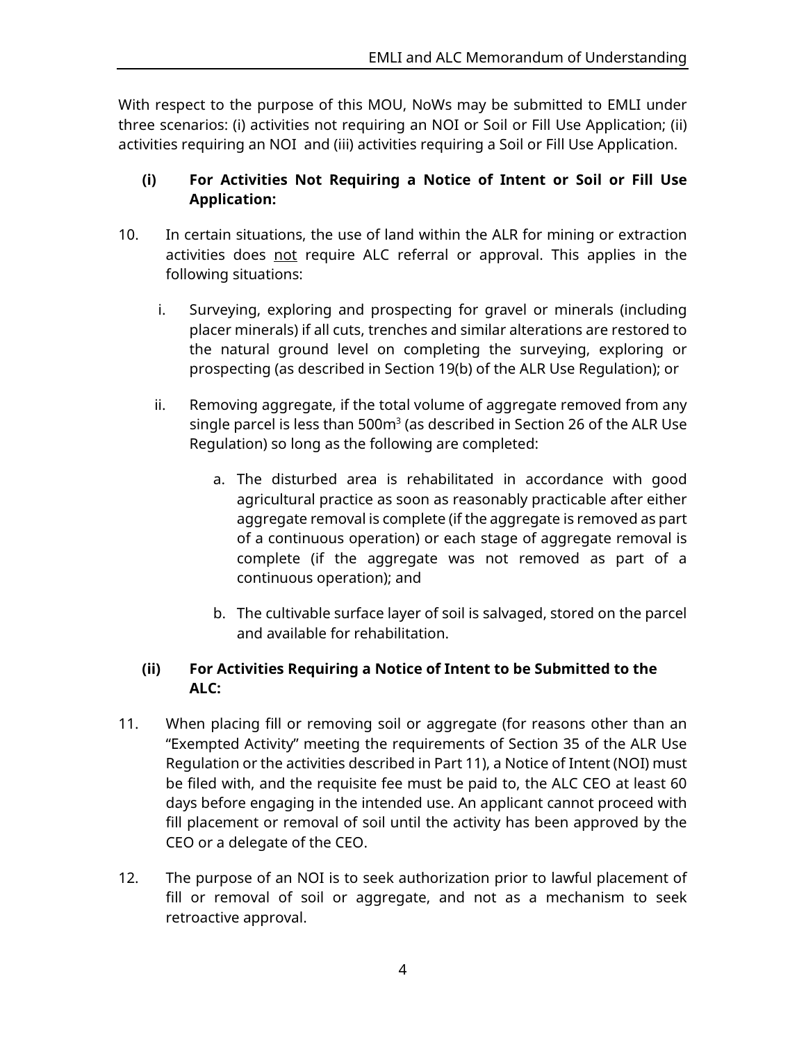With respect to the purpose of this MOU, NoWs may be submitted to EMLI under three scenarios: (i) activities not requiring an NOI or Soil or Fill Use Application; (ii) activities requiring an NOI and (iii) activities requiring a Soil or Fill Use Application.

### (i) For Activities Not Requiring a Notice of Intent or Soil or Fill Use Application:

10. In certain situations, the use of land within the ALR for mining or extraction activities does <u>not</u> require ALC referral or approval. This applies in the following situations:

    i. Surveying, exploring and prospecting for gravel or minerals (including placer minerals) if all cuts, trenches and similar alterations are restored to the natural ground level on completing the surveying, exploring or prospecting (as described in Section 19(b) of the ALR Use Regulation); or

    ii. Removing aggregate, if the total volume of aggregate removed from any single parcel is less than 500m$^3$ (as described in Section 26 of the ALR Use Regulation) so long as the following are completed:

        a. The disturbed area is rehabilitated in accordance with good agricultural practice as soon as reasonably practicable after either aggregate removal is complete (if the aggregate is removed as part of a continuous operation) or each stage of aggregate removal is complete (if the aggregate was not removed as part of a continuous operation); and

        b. The cultivable surface layer of soil is salvaged, stored on the parcel and available for rehabilitation.

### (ii) For Activities Requiring a Notice of Intent to be Submitted to the ALC:

11. When placing fill or removing soil or aggregate (for reasons other than an "Exempted Activity" meeting the requirements of Section 35 of the ALR Use Regulation or the activities described in Part 11), a Notice of Intent (NOI) must be filed with, and the requisite fee must be paid to, the ALC CEO at least 60 days before engaging in the intended use. An applicant cannot proceed with fill placement or removal of soil until the activity has been approved by the CEO or a delegate of the CEO.

12. The purpose of an NOI is to seek authorization prior to lawful placement of fill or removal of soil or aggregate, and not as a mechanism to seek retroactive approval.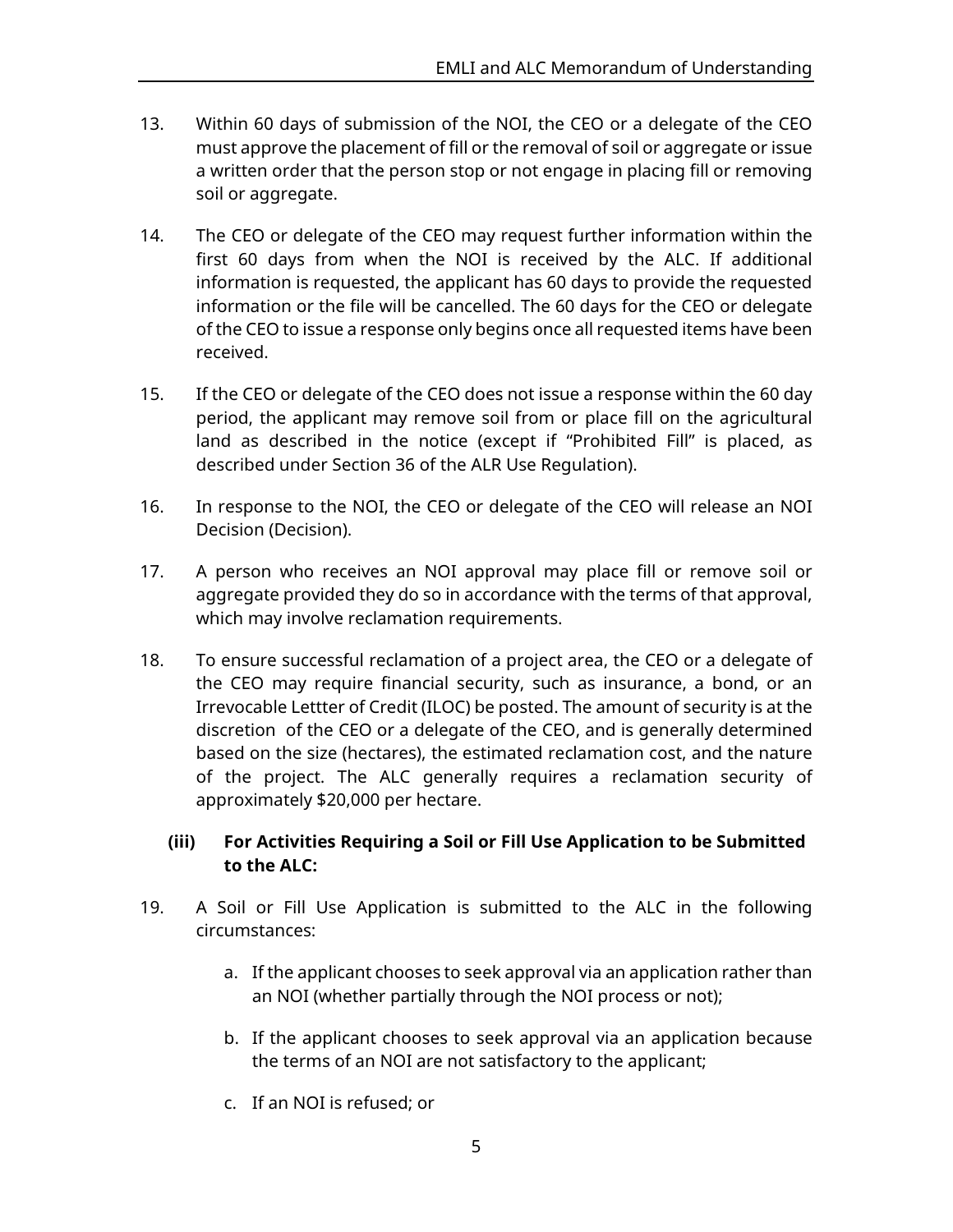13. Within 60 days of submission of the NOI, the CEO or a delegate of the CEO must approve the placement of fill or the removal of soil or aggregate or issue a written order that the person stop or not engage in placing fill or removing soil or aggregate.

14. The CEO or delegate of the CEO may request further information within the first 60 days from when the NOI is received by the ALC. If additional information is requested, the applicant has 60 days to provide the requested information or the file will be cancelled. The 60 days for the CEO or delegate of the CEO to issue a response only begins once all requested items have been received.

15. If the CEO or delegate of the CEO does not issue a response within the 60 day period, the applicant may remove soil from or place fill on the agricultural land as described in the notice (except if "Prohibited Fill" is placed, as described under Section 36 of the ALR Use Regulation).

16. In response to the NOI, the CEO or delegate of the CEO will release an NOI Decision (Decision).

17. A person who receives an NOI approval may place fill or remove soil or aggregate provided they do so in accordance with the terms of that approval, which may involve reclamation requirements.

18. To ensure successful reclamation of a project area, the CEO or a delegate of the CEO may require financial security, such as insurance, a bond, or an Irrevocable Lettter of Credit (ILOC) be posted. The amount of security is at the discretion of the CEO or a delegate of the CEO, and is generally determined based on the size (hectares), the estimated reclamation cost, and the nature of the project. The ALC generally requires a reclamation security of approximately $20,000 per hectare.

### (iii) For Activities Requiring a Soil or Fill Use Application to be Submitted to the ALC:

19. A Soil or Fill Use Application is submitted to the ALC in the following circumstances:

    a. If the applicant chooses to seek approval via an application rather than an NOI (whether partially through the NOI process or not);

    b. If the applicant chooses to seek approval via an application because the terms of an NOI are not satisfactory to the applicant;

    c. If an NOI is refused; or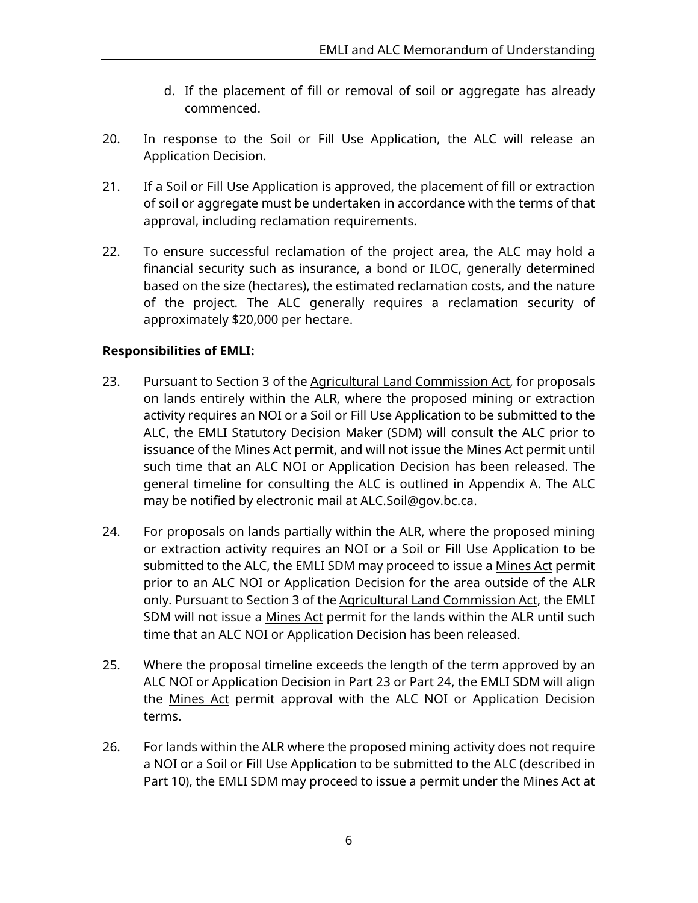d. If the placement of fill or removal of soil or aggregate has already commenced.

20. In response to the Soil or Fill Use Application, the ALC will release an Application Decision.

21. If a Soil or Fill Use Application is approved, the placement of fill or extraction of soil or aggregate must be undertaken in accordance with the terms of that approval, including reclamation requirements.

22. To ensure successful reclamation of the project area, the ALC may hold a financial security such as insurance, a bond or ILOC, generally determined based on the size (hectares), the estimated reclamation costs, and the nature of the project. The ALC generally requires a reclamation security of approximately $20,000 per hectare.

**Responsibilities of EMLI:**

23. Pursuant to Section 3 of the Agricultural Land Commission Act, for proposals on lands entirely within the ALR, where the proposed mining or extraction activity requires an NOI or a Soil or Fill Use Application to be submitted to the ALC, the EMLI Statutory Decision Maker (SDM) will consult the ALC prior to issuance of the Mines Act permit, and will not issue the Mines Act permit until such time that an ALC NOI or Application Decision has been released. The general timeline for consulting the ALC is outlined in Appendix A. The ALC may be notified by electronic mail at ALC.Soil@gov.bc.ca.

24. For proposals on lands partially within the ALR, where the proposed mining or extraction activity requires an NOI or a Soil or Fill Use Application to be submitted to the ALC, the EMLI SDM may proceed to issue a Mines Act permit prior to an ALC NOI or Application Decision for the area outside of the ALR only. Pursuant to Section 3 of the Agricultural Land Commission Act, the EMLI SDM will not issue a Mines Act permit for the lands within the ALR until such time that an ALC NOI or Application Decision has been released.

25. Where the proposal timeline exceeds the length of the term approved by an ALC NOI or Application Decision in Part 23 or Part 24, the EMLI SDM will align the Mines Act permit approval with the ALC NOI or Application Decision terms.

26. For lands within the ALR where the proposed mining activity does not require a NOI or a Soil or Fill Use Application to be submitted to the ALC (described in Part 10), the EMLI SDM may proceed to issue a permit under the Mines Act at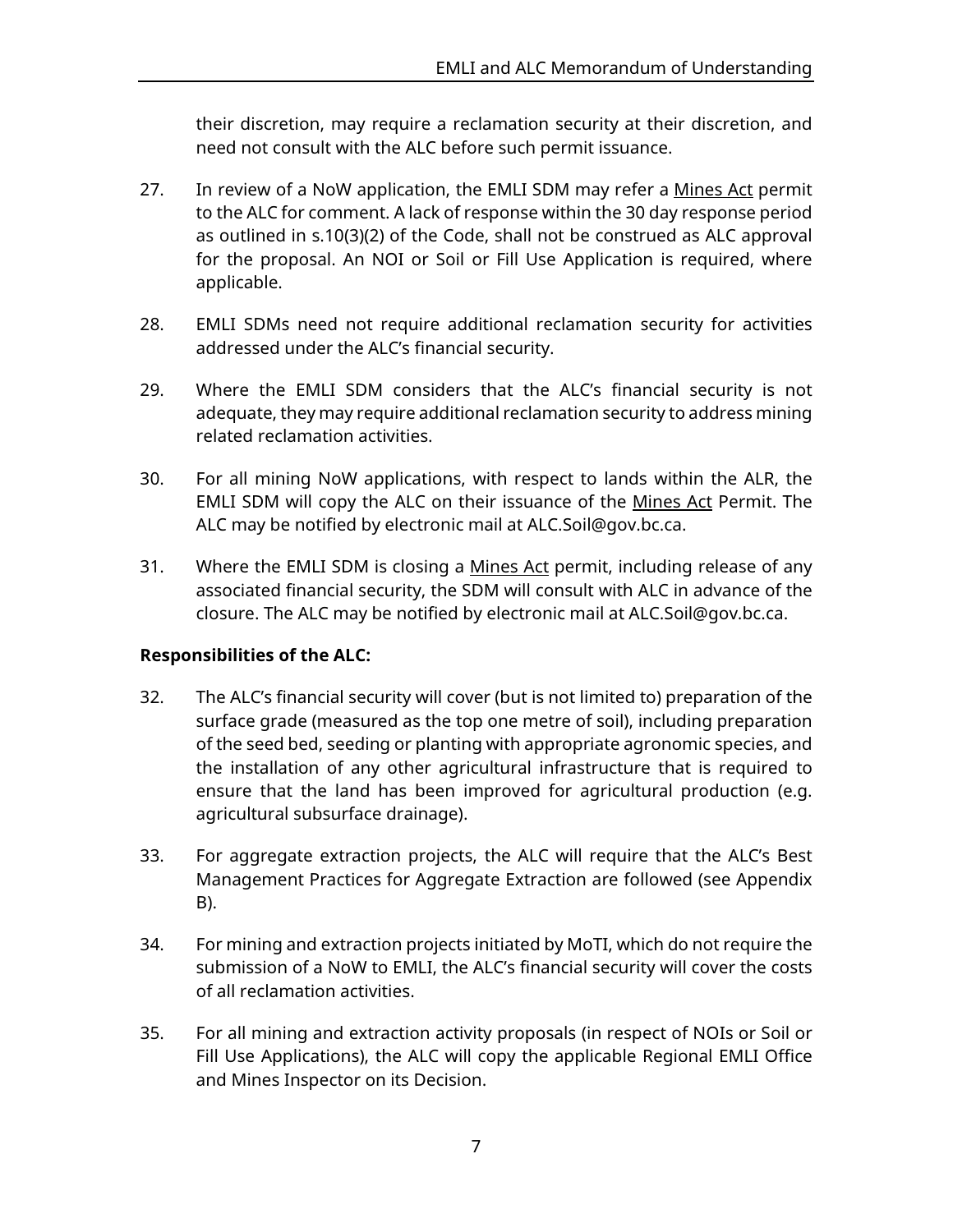their discretion, may require a reclamation security at their discretion, and need not consult with the ALC before such permit issuance.

27. In review of a NoW application, the EMLI SDM may refer a <u>Mines Act</u> permit to the ALC for comment. A lack of response within the 30 day response period as outlined in s.10(3)(2) of the Code, shall not be construed as ALC approval for the proposal. An NOI or Soil or Fill Use Application is required, where applicable.

28. EMLI SDMs need not require additional reclamation security for activities addressed under the ALC's financial security.

29. Where the EMLI SDM considers that the ALC's financial security is not adequate, they may require additional reclamation security to address mining related reclamation activities.

30. For all mining NoW applications, with respect to lands within the ALR, the EMLI SDM will copy the ALC on their issuance of the <u>Mines Act</u> Permit. The ALC may be notified by electronic mail at ALC.Soil@gov.bc.ca.

31. Where the EMLI SDM is closing a <u>Mines Act</u> permit, including release of any associated financial security, the SDM will consult with ALC in advance of the closure. The ALC may be notified by electronic mail at ALC.Soil@gov.bc.ca.

**Responsibilities of the ALC:**

32. The ALC's financial security will cover (but is not limited to) preparation of the surface grade (measured as the top one metre of soil), including preparation of the seed bed, seeding or planting with appropriate agronomic species, and the installation of any other agricultural infrastructure that is required to ensure that the land has been improved for agricultural production (e.g. agricultural subsurface drainage).

33. For aggregate extraction projects, the ALC will require that the ALC's Best Management Practices for Aggregate Extraction are followed (see Appendix B).

34. For mining and extraction projects initiated by MoTI, which do not require the submission of a NoW to EMLI, the ALC's financial security will cover the costs of all reclamation activities.

35. For all mining and extraction activity proposals (in respect of NOIs or Soil or Fill Use Applications), the ALC will copy the applicable Regional EMLI Office and Mines Inspector on its Decision.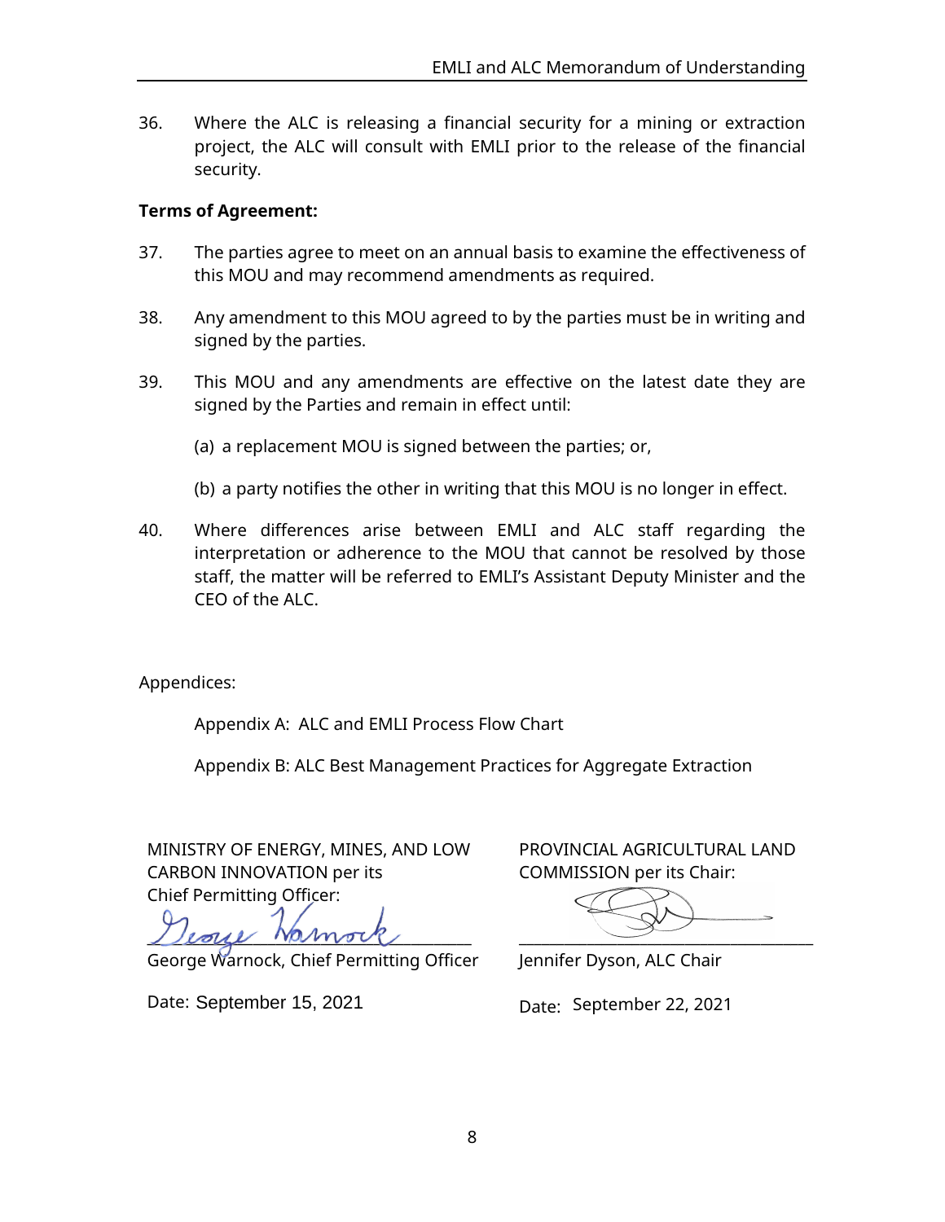36. Where the ALC is releasing a financial security for a mining or extraction project, the ALC will consult with EMLI prior to the release of the financial security.

**Terms of Agreement:**

37. The parties agree to meet on an annual basis to examine the effectiveness of this MOU and may recommend amendments as required.

38. Any amendment to this MOU agreed to by the parties must be in writing and signed by the parties.

39. This MOU and any amendments are effective on the latest date they are signed by the Parties and remain in effect until:

    (a) a replacement MOU is signed between the parties; or,

    (b) a party notifies the other in writing that this MOU is no longer in effect.

40. Where differences arise between EMLI and ALC staff regarding the interpretation or adherence to the MOU that cannot be resolved by those staff, the matter will be referred to EMLI's Assistant Deputy Minister and the CEO of the ALC.

Appendices:

Appendix A: ALC and EMLI Process Flow Chart

Appendix B: ALC Best Management Practices for Aggregate Extraction

MINISTRY OF ENERGY, MINES, AND LOW CARBON INNOVATION per its Chief Permitting Officer:

George Warnock

George Warnock, Chief Permitting Officer

Date: September 15, 2021

PROVINCIAL AGRICULTURAL LAND COMMISSION per its Chair:

Jennifer Dyson, ALC Chair

Date: September 22, 2021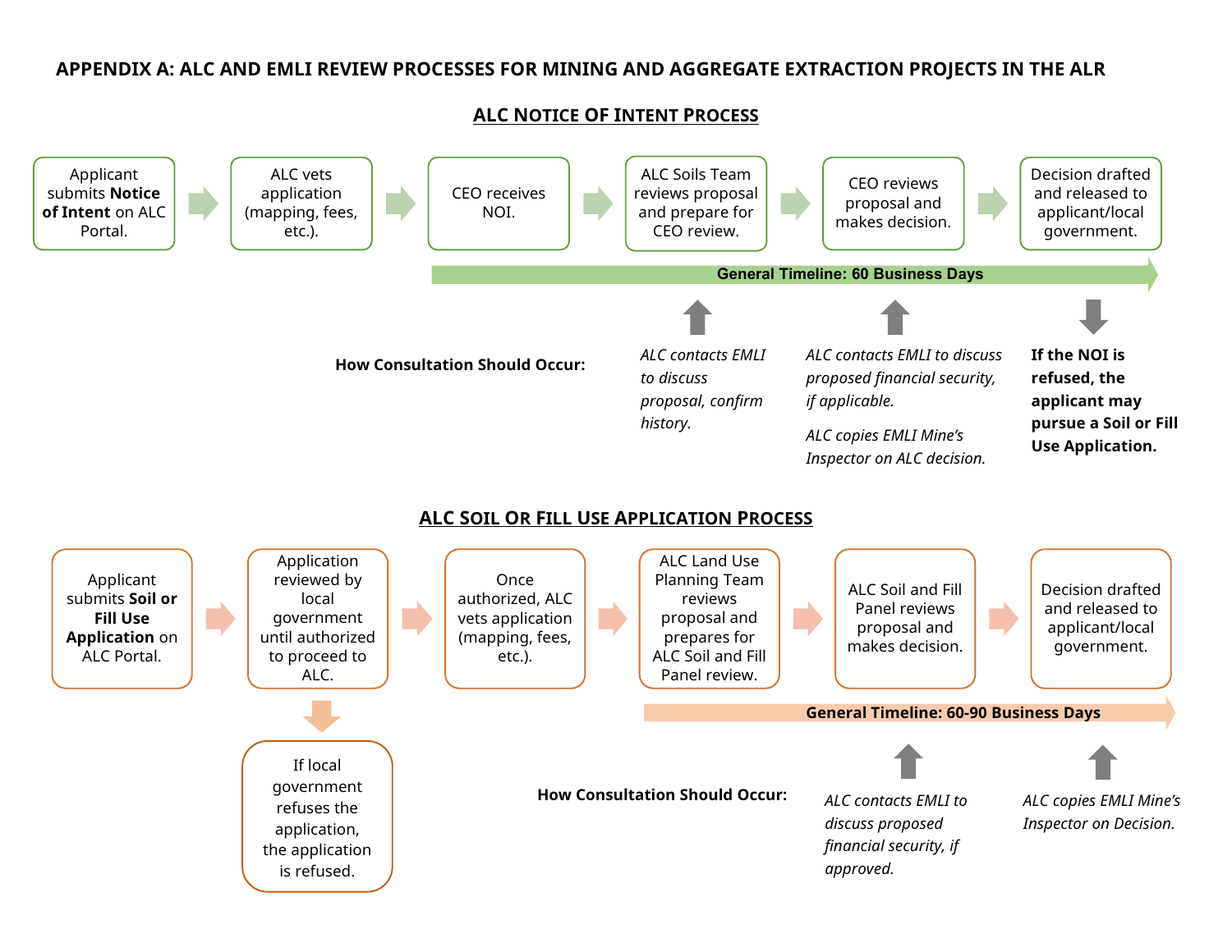## APPENDIX A: ALC AND EMLI REVIEW PROCESSES FOR MINING AND AGGREGATE EXTRACTION PROJECTS IN THE ALR

### ALC NOTICE OF INTENT PROCESS

1. Applicant submits **Notice of Intent** on ALC Portal.
2. ALC vets application (mapping, fees, etc.).
3. CEO receives NOI.
4. ALC Soils Team reviews proposal and prepare for CEO review.
5. CEO reviews proposal and makes decision.
6. Decision drafted and released to applicant/local government.

**General Timeline: 60 Business Days** (from "CEO receives NOI" through "Decision drafted and released to applicant/local government")

**How Consultation Should Occur:**

- At "ALC Soils Team reviews proposal and prepare for CEO review": *ALC contacts EMLI to discuss proposal, confirm history.*
- At "CEO reviews proposal and makes decision": *ALC contacts EMLI to discuss proposed financial security, if applicable.* *ALC copies EMLI Mine's Inspector on ALC decision.*
- After "Decision drafted and released to applicant/local government": **If the NOI is refused, the applicant may pursue a Soil or Fill Use Application.**

### ALC SOIL OR FILL USE APPLICATION PROCESS

1. Applicant submits **Soil or Fill Use Application** on ALC Portal.
2. Application reviewed by local government until authorized to proceed to ALC.
   - If local government refuses the application, the application is refused.
3. Once authorized, ALC vets application (mapping, fees, etc.).
4. ALC Land Use Planning Team reviews proposal and prepares for ALC Soil and Fill Panel review.
5. ALC Soil and Fill Panel reviews proposal and makes decision.
6. Decision drafted and released to applicant/local government.

**General Timeline: 60-90 Business Days** (from "ALC Land Use Planning Team reviews proposal" through "Decision drafted and released to applicant/local government")

**How Consultation Should Occur:**

- At "ALC Soil and Fill Panel reviews proposal and makes decision": *ALC contacts EMLI to discuss proposed financial security, if approved.*
- At "Decision drafted and released to applicant/local government": *ALC copies EMLI Mine's Inspector on Decision.*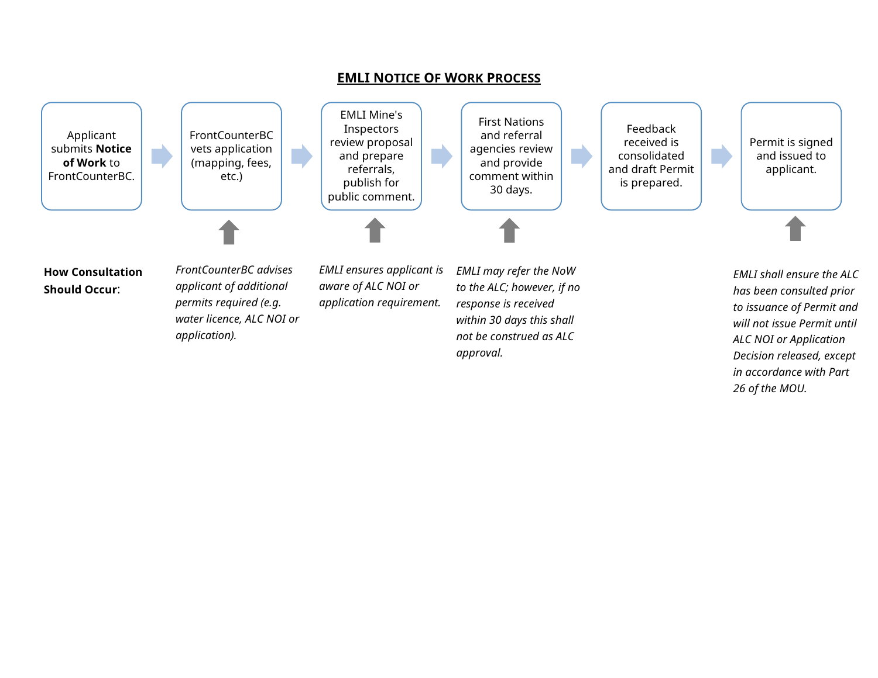## EMLI NOTICE OF WORK PROCESS

| Step | Process | How Consultation Should Occur |
|---|---|---|
| 1 | Applicant submits **Notice of Work** to FrontCounterBC. | |
| 2 | FrontCounterBC vets application (mapping, fees, etc.) | *FrontCounterBC advises applicant of additional permits required (e.g. water licence, ALC NOI or application).* |
| 3 | EMLI Mine's Inspectors review proposal and prepare referrals, publish for public comment. | *EMLI ensures applicant is aware of ALC NOI or application requirement.* |
| 4 | First Nations and referral agencies review and provide comment within 30 days. | *EMLI may refer the NoW to the ALC; however, if no response is received within 30 days this shall not be construed as ALC approval.* |
| 5 | Feedback received is consolidated and draft Permit is prepared. | |
| 6 | Permit is signed and issued to applicant. | *EMLI shall ensure the ALC has been consulted prior to issuance of Permit and will not issue Permit until ALC NOI or Application Decision released, except in accordance with Part 26 of the MOU.* |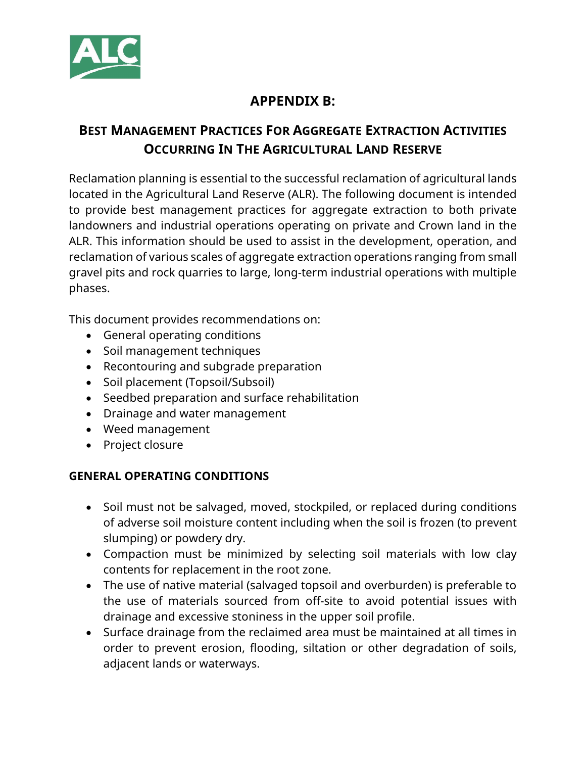# APPENDIX B:

## Best Management Practices For Aggregate Extraction Activities Occurring In The Agricultural Land Reserve

Reclamation planning is essential to the successful reclamation of agricultural lands located in the Agricultural Land Reserve (ALR). The following document is intended to provide best management practices for aggregate extraction to both private landowners and industrial operations operating on private and Crown land in the ALR. This information should be used to assist in the development, operation, and reclamation of various scales of aggregate extraction operations ranging from small gravel pits and rock quarries to large, long-term industrial operations with multiple phases.

This document provides recommendations on:

- General operating conditions
- Soil management techniques
- Recontouring and subgrade preparation
- Soil placement (Topsoil/Subsoil)
- Seedbed preparation and surface rehabilitation
- Drainage and water management
- Weed management
- Project closure

### GENERAL OPERATING CONDITIONS

- Soil must not be salvaged, moved, stockpiled, or replaced during conditions of adverse soil moisture content including when the soil is frozen (to prevent slumping) or powdery dry.
- Compaction must be minimized by selecting soil materials with low clay contents for replacement in the root zone.
- The use of native material (salvaged topsoil and overburden) is preferable to the use of materials sourced from off-site to avoid potential issues with drainage and excessive stoniness in the upper soil profile.
- Surface drainage from the reclaimed area must be maintained at all times in order to prevent erosion, flooding, siltation or other degradation of soils, adjacent lands or waterways.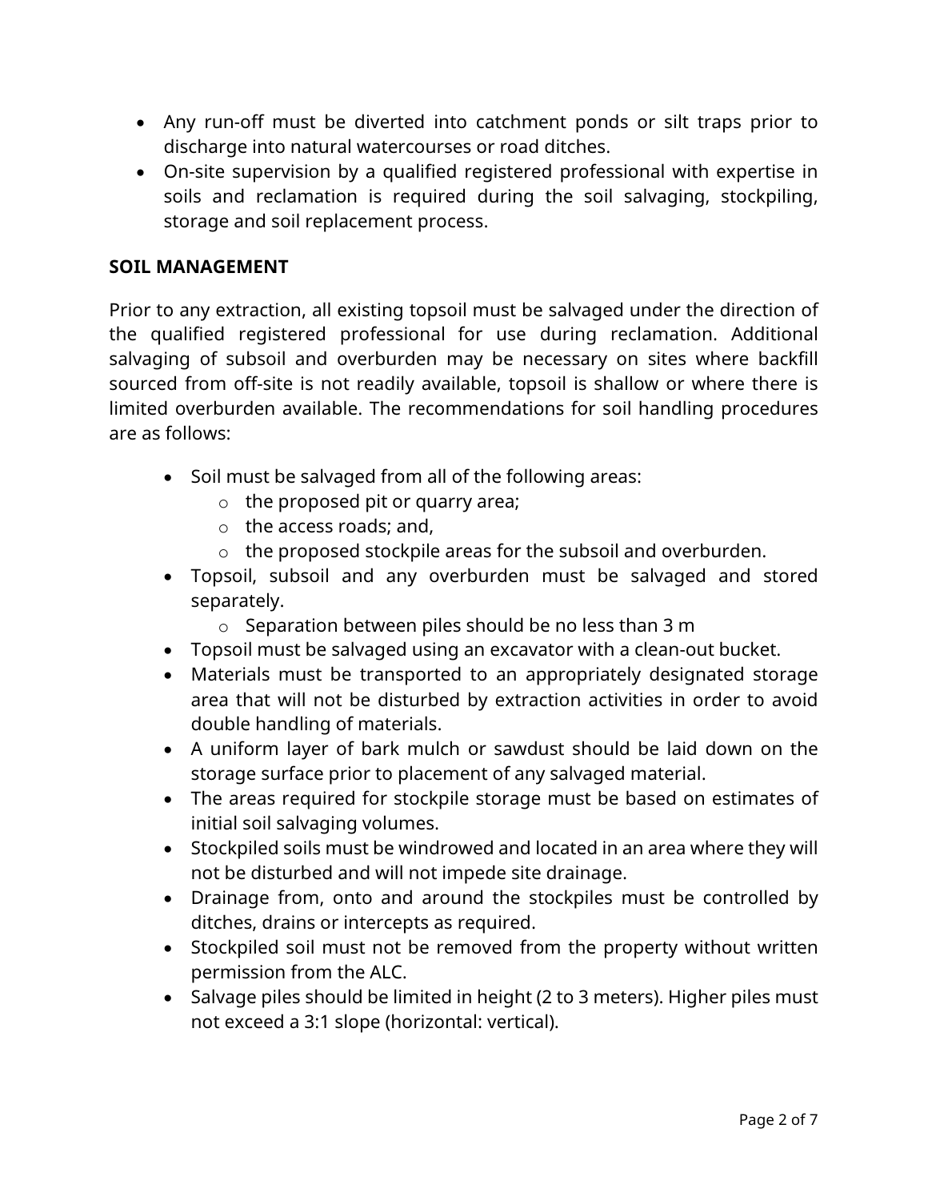- Any run-off must be diverted into catchment ponds or silt traps prior to discharge into natural watercourses or road ditches.
- On-site supervision by a qualified registered professional with expertise in soils and reclamation is required during the soil salvaging, stockpiling, storage and soil replacement process.

**SOIL MANAGEMENT**

Prior to any extraction, all existing topsoil must be salvaged under the direction of the qualified registered professional for use during reclamation. Additional salvaging of subsoil and overburden may be necessary on sites where backfill sourced from off-site is not readily available, topsoil is shallow or where there is limited overburden available. The recommendations for soil handling procedures are as follows:

- Soil must be salvaged from all of the following areas:
    - the proposed pit or quarry area;
    - the access roads; and,
    - the proposed stockpile areas for the subsoil and overburden.
- Topsoil, subsoil and any overburden must be salvaged and stored separately.
    - Separation between piles should be no less than 3 m
- Topsoil must be salvaged using an excavator with a clean-out bucket.
- Materials must be transported to an appropriately designated storage area that will not be disturbed by extraction activities in order to avoid double handling of materials.
- A uniform layer of bark mulch or sawdust should be laid down on the storage surface prior to placement of any salvaged material.
- The areas required for stockpile storage must be based on estimates of initial soil salvaging volumes.
- Stockpiled soils must be windrowed and located in an area where they will not be disturbed and will not impede site drainage.
- Drainage from, onto and around the stockpiles must be controlled by ditches, drains or intercepts as required.
- Stockpiled soil must not be removed from the property without written permission from the ALC.
- Salvage piles should be limited in height (2 to 3 meters). Higher piles must not exceed a 3:1 slope (horizontal: vertical).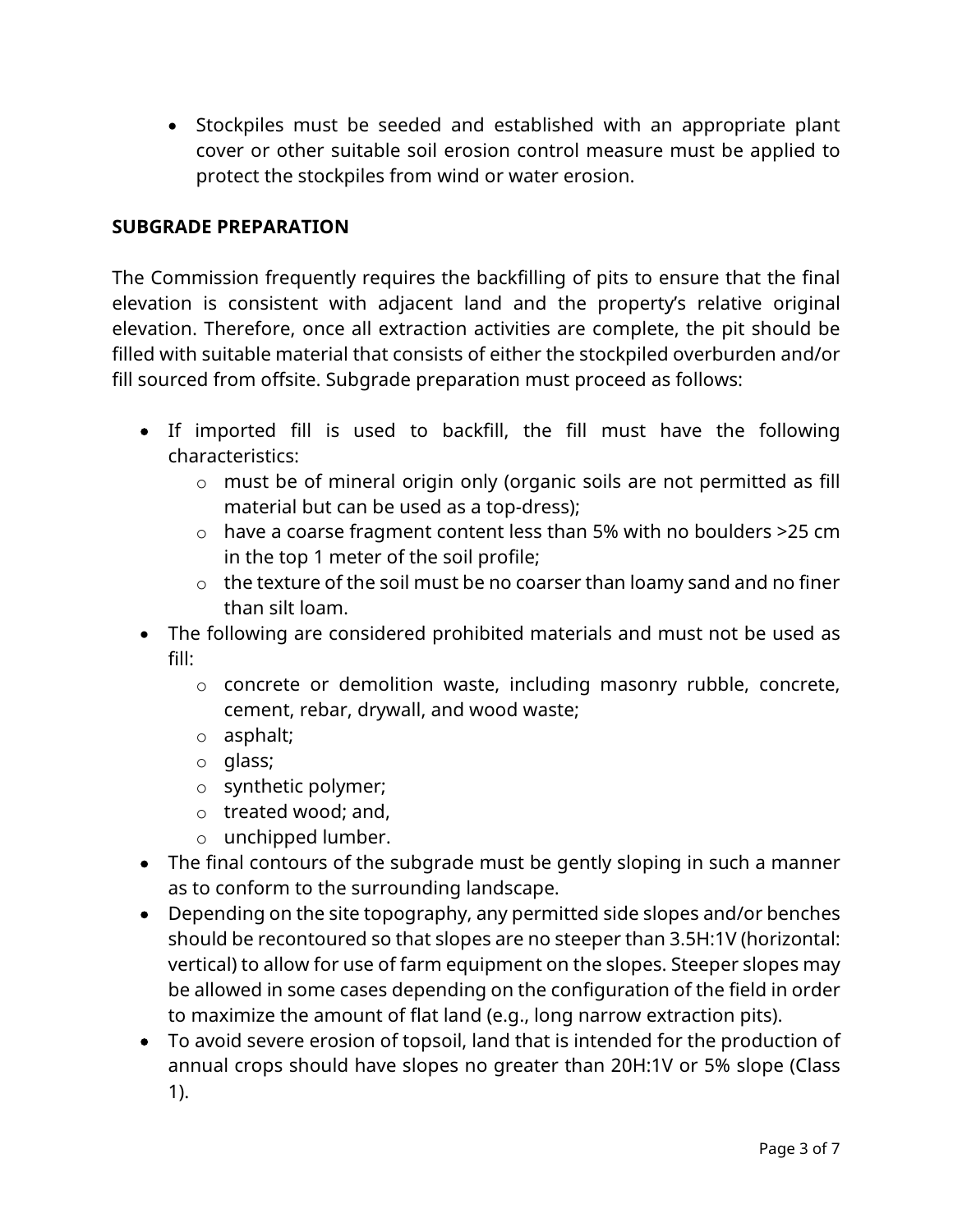- Stockpiles must be seeded and established with an appropriate plant cover or other suitable soil erosion control measure must be applied to protect the stockpiles from wind or water erosion.

**SUBGRADE PREPARATION**

The Commission frequently requires the backfilling of pits to ensure that the final elevation is consistent with adjacent land and the property's relative original elevation. Therefore, once all extraction activities are complete, the pit should be filled with suitable material that consists of either the stockpiled overburden and/or fill sourced from offsite. Subgrade preparation must proceed as follows:

- If imported fill is used to backfill, the fill must have the following characteristics:
  - must be of mineral origin only (organic soils are not permitted as fill material but can be used as a top-dress);
  - have a coarse fragment content less than 5% with no boulders >25 cm in the top 1 meter of the soil profile;
  - the texture of the soil must be no coarser than loamy sand and no finer than silt loam.
- The following are considered prohibited materials and must not be used as fill:
  - concrete or demolition waste, including masonry rubble, concrete, cement, rebar, drywall, and wood waste;
  - asphalt;
  - glass;
  - synthetic polymer;
  - treated wood; and,
  - unchipped lumber.
- The final contours of the subgrade must be gently sloping in such a manner as to conform to the surrounding landscape.
- Depending on the site topography, any permitted side slopes and/or benches should be recontoured so that slopes are no steeper than 3.5H:1V (horizontal: vertical) to allow for use of farm equipment on the slopes. Steeper slopes may be allowed in some cases depending on the configuration of the field in order to maximize the amount of flat land (e.g., long narrow extraction pits).
- To avoid severe erosion of topsoil, land that is intended for the production of annual crops should have slopes no greater than 20H:1V or 5% slope (Class 1).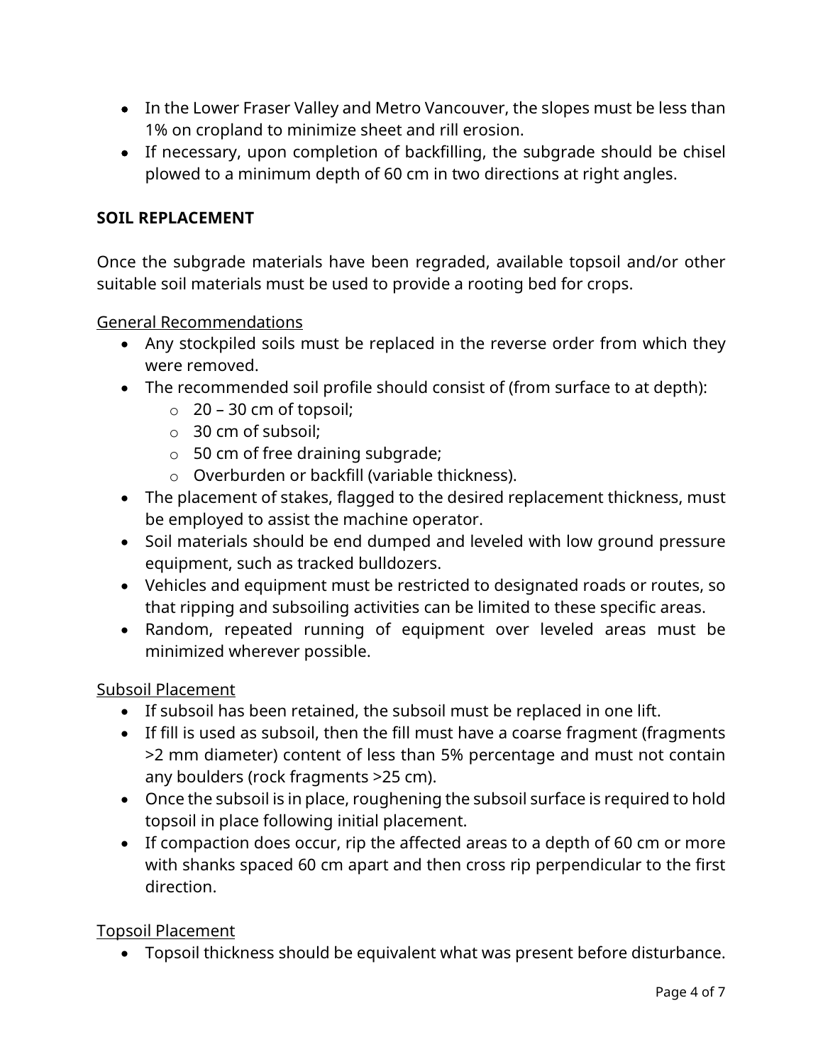- In the Lower Fraser Valley and Metro Vancouver, the slopes must be less than 1% on cropland to minimize sheet and rill erosion.
- If necessary, upon completion of backfilling, the subgrade should be chisel plowed to a minimum depth of 60 cm in two directions at right angles.

**SOIL REPLACEMENT**

Once the subgrade materials have been regraded, available topsoil and/or other suitable soil materials must be used to provide a rooting bed for crops.

General Recommendations

- Any stockpiled soils must be replaced in the reverse order from which they were removed.
- The recommended soil profile should consist of (from surface to at depth):
  - 20 – 30 cm of topsoil;
  - 30 cm of subsoil;
  - 50 cm of free draining subgrade;
  - Overburden or backfill (variable thickness).
- The placement of stakes, flagged to the desired replacement thickness, must be employed to assist the machine operator.
- Soil materials should be end dumped and leveled with low ground pressure equipment, such as tracked bulldozers.
- Vehicles and equipment must be restricted to designated roads or routes, so that ripping and subsoiling activities can be limited to these specific areas.
- Random, repeated running of equipment over leveled areas must be minimized wherever possible.

Subsoil Placement

- If subsoil has been retained, the subsoil must be replaced in one lift.
- If fill is used as subsoil, then the fill must have a coarse fragment (fragments >2 mm diameter) content of less than 5% percentage and must not contain any boulders (rock fragments >25 cm).
- Once the subsoil is in place, roughening the subsoil surface is required to hold topsoil in place following initial placement.
- If compaction does occur, rip the affected areas to a depth of 60 cm or more with shanks spaced 60 cm apart and then cross rip perpendicular to the first direction.

Topsoil Placement

- Topsoil thickness should be equivalent what was present before disturbance.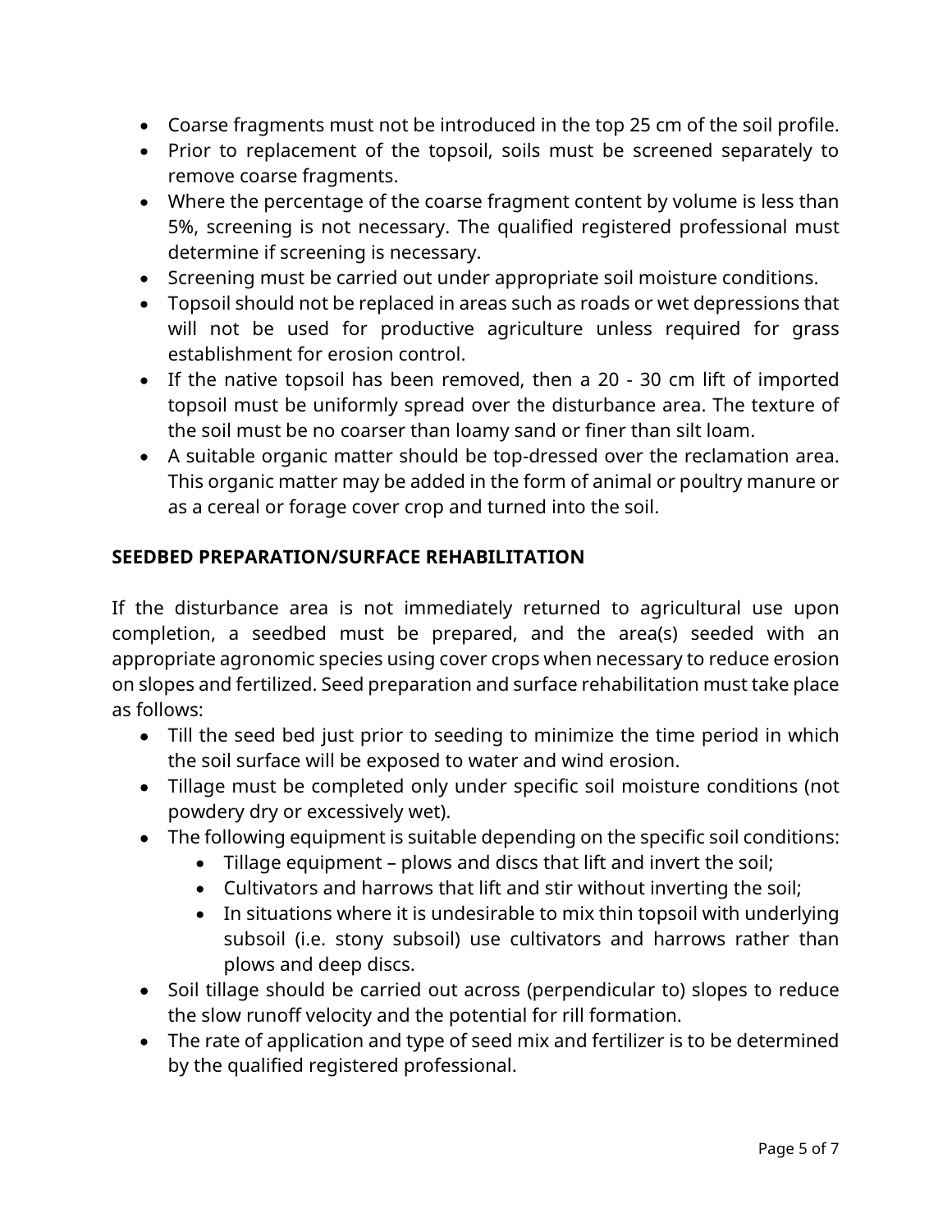- Coarse fragments must not be introduced in the top 25 cm of the soil profile.
- Prior to replacement of the topsoil, soils must be screened separately to remove coarse fragments.
- Where the percentage of the coarse fragment content by volume is less than 5%, screening is not necessary. The qualified registered professional must determine if screening is necessary.
- Screening must be carried out under appropriate soil moisture conditions.
- Topsoil should not be replaced in areas such as roads or wet depressions that will not be used for productive agriculture unless required for grass establishment for erosion control.
- If the native topsoil has been removed, then a 20 - 30 cm lift of imported topsoil must be uniformly spread over the disturbance area. The texture of the soil must be no coarser than loamy sand or finer than silt loam.
- A suitable organic matter should be top-dressed over the reclamation area. This organic matter may be added in the form of animal or poultry manure or as a cereal or forage cover crop and turned into the soil.

**SEEDBED PREPARATION/SURFACE REHABILITATION**

If the disturbance area is not immediately returned to agricultural use upon completion, a seedbed must be prepared, and the area(s) seeded with an appropriate agronomic species using cover crops when necessary to reduce erosion on slopes and fertilized. Seed preparation and surface rehabilitation must take place as follows:

- Till the seed bed just prior to seeding to minimize the time period in which the soil surface will be exposed to water and wind erosion.
- Tillage must be completed only under specific soil moisture conditions (not powdery dry or excessively wet).
- The following equipment is suitable depending on the specific soil conditions:
  - Tillage equipment – plows and discs that lift and invert the soil;
  - Cultivators and harrows that lift and stir without inverting the soil;
  - In situations where it is undesirable to mix thin topsoil with underlying subsoil (i.e. stony subsoil) use cultivators and harrows rather than plows and deep discs.
- Soil tillage should be carried out across (perpendicular to) slopes to reduce the slow runoff velocity and the potential for rill formation.
- The rate of application and type of seed mix and fertilizer is to be determined by the qualified registered professional.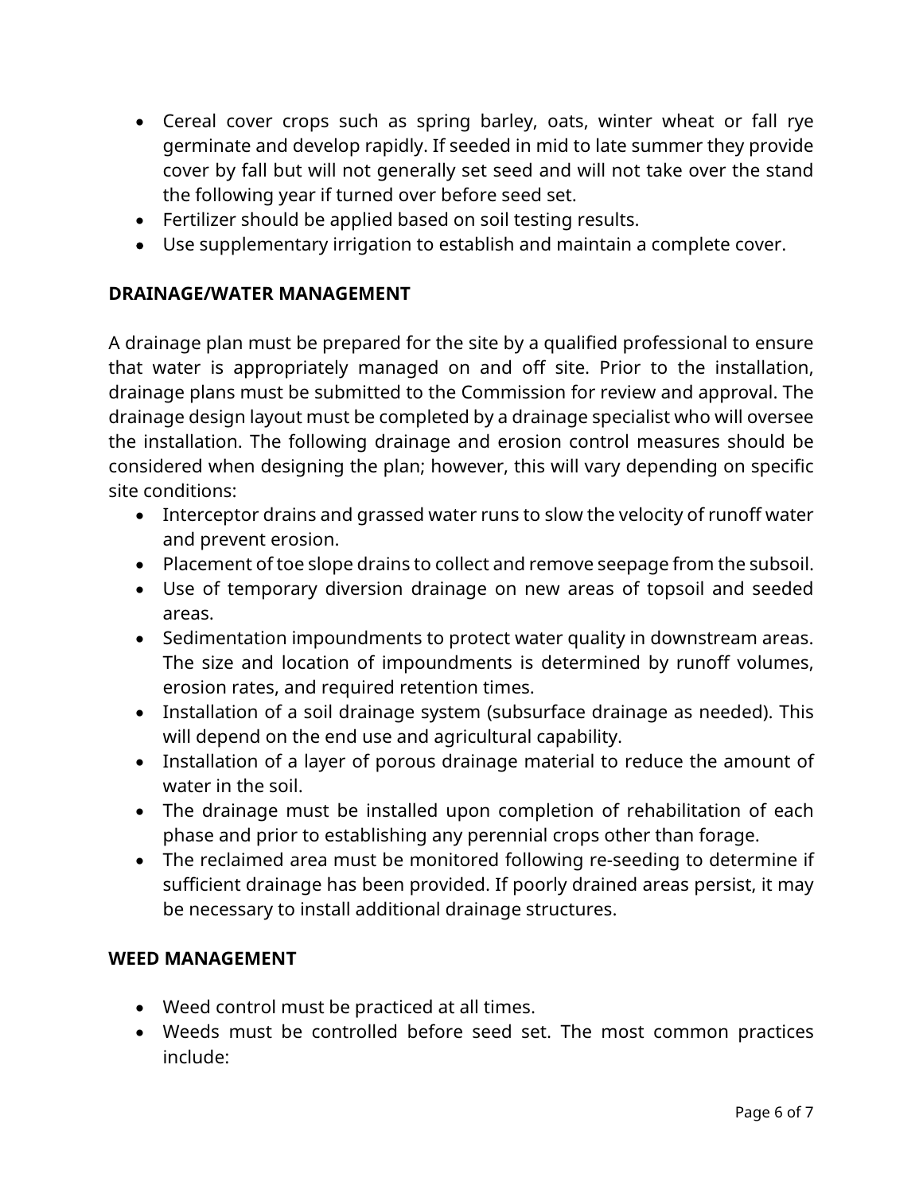- Cereal cover crops such as spring barley, oats, winter wheat or fall rye germinate and develop rapidly. If seeded in mid to late summer they provide cover by fall but will not generally set seed and will not take over the stand the following year if turned over before seed set.
- Fertilizer should be applied based on soil testing results.
- Use supplementary irrigation to establish and maintain a complete cover.

**DRAINAGE/WATER MANAGEMENT**

A drainage plan must be prepared for the site by a qualified professional to ensure that water is appropriately managed on and off site. Prior to the installation, drainage plans must be submitted to the Commission for review and approval. The drainage design layout must be completed by a drainage specialist who will oversee the installation. The following drainage and erosion control measures should be considered when designing the plan; however, this will vary depending on specific site conditions:

- Interceptor drains and grassed water runs to slow the velocity of runoff water and prevent erosion.
- Placement of toe slope drains to collect and remove seepage from the subsoil.
- Use of temporary diversion drainage on new areas of topsoil and seeded areas.
- Sedimentation impoundments to protect water quality in downstream areas. The size and location of impoundments is determined by runoff volumes, erosion rates, and required retention times.
- Installation of a soil drainage system (subsurface drainage as needed). This will depend on the end use and agricultural capability.
- Installation of a layer of porous drainage material to reduce the amount of water in the soil.
- The drainage must be installed upon completion of rehabilitation of each phase and prior to establishing any perennial crops other than forage.
- The reclaimed area must be monitored following re-seeding to determine if sufficient drainage has been provided. If poorly drained areas persist, it may be necessary to install additional drainage structures.

**WEED MANAGEMENT**

- Weed control must be practiced at all times.
- Weeds must be controlled before seed set. The most common practices include: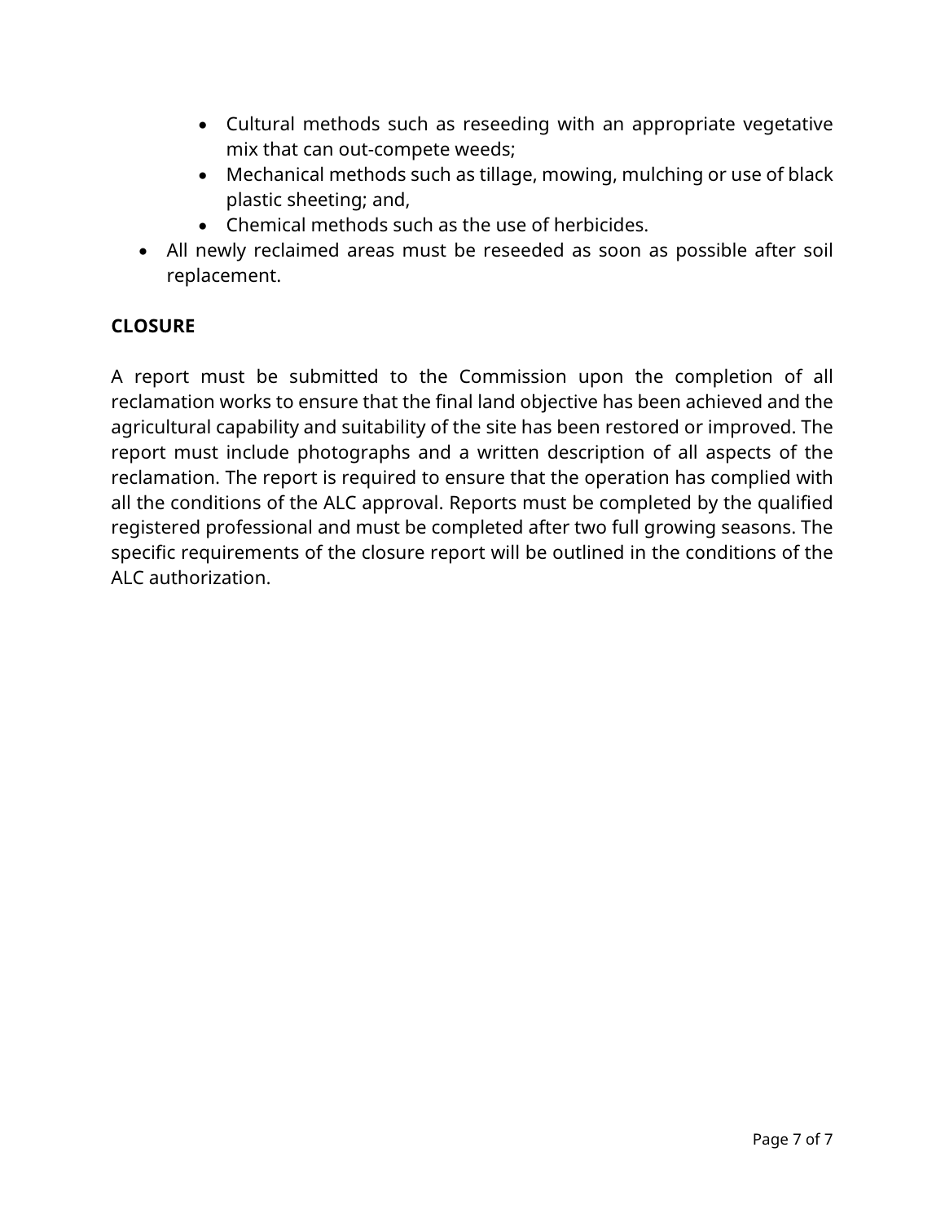- Cultural methods such as reseeding with an appropriate vegetative mix that can out-compete weeds;
- Mechanical methods such as tillage, mowing, mulching or use of black plastic sheeting; and,
- Chemical methods such as the use of herbicides.

- All newly reclaimed areas must be reseeded as soon as possible after soil replacement.

**CLOSURE**

A report must be submitted to the Commission upon the completion of all reclamation works to ensure that the final land objective has been achieved and the agricultural capability and suitability of the site has been restored or improved. The report must include photographs and a written description of all aspects of the reclamation. The report is required to ensure that the operation has complied with all the conditions of the ALC approval. Reports must be completed by the qualified registered professional and must be completed after two full growing seasons. The specific requirements of the closure report will be outlined in the conditions of the ALC authorization.